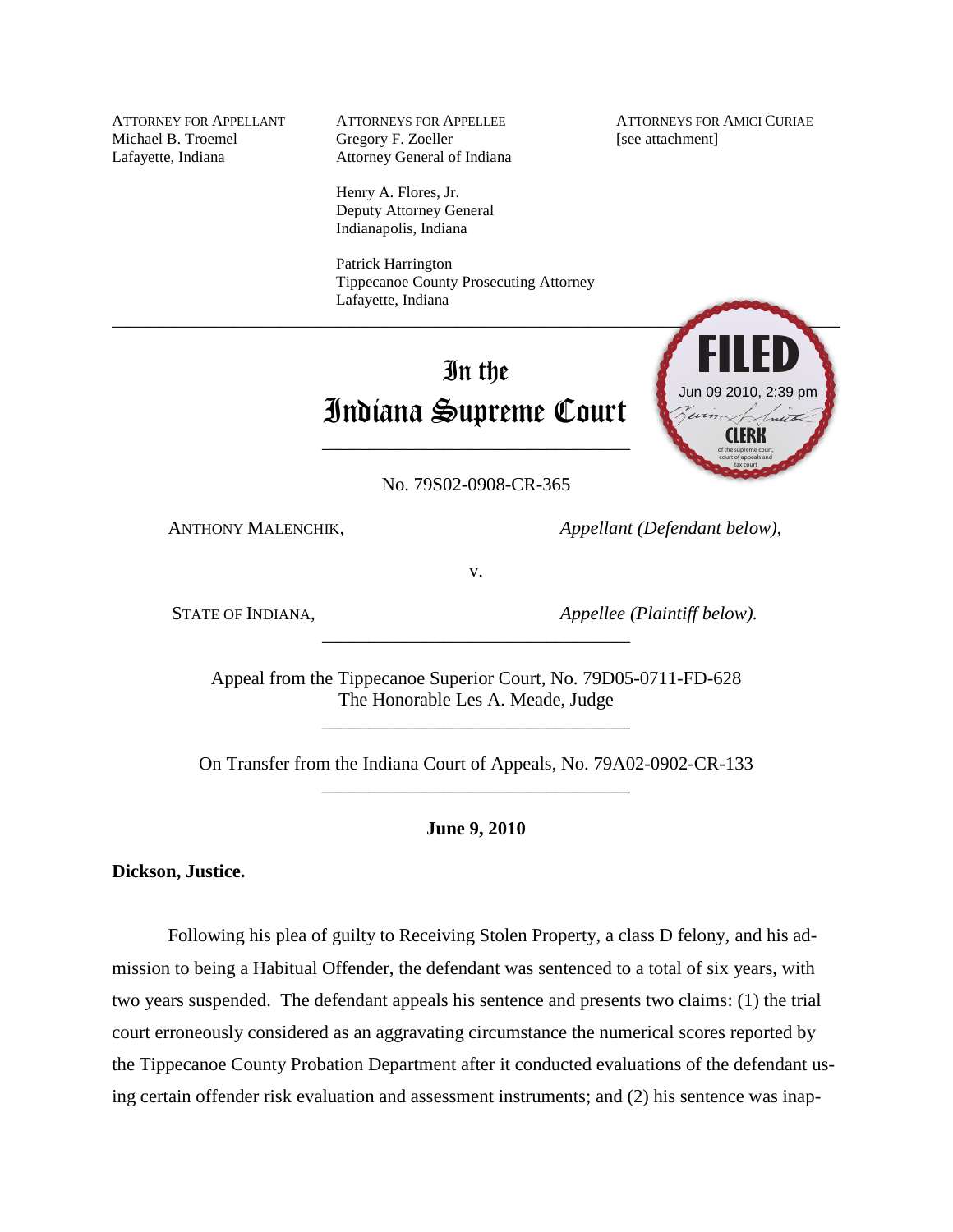ATTORNEY FOR APPELLANT
Michael B. Troemel
Lafayette, Indiana

ATTORNEYS FOR APPELLEE
Gregory F. Zoeller
Attorney General of Indiana

Henry A. Flores, Jr.
Deputy Attorney General
Indianapolis, Indiana

Patrick Harrington
Tippecanoe County Prosecuting Attorney
Lafayette, Indiana

ATTORNEYS FOR AMICI CURIAE
[see attachment]

---

FILED
Jun 09 2010, 2:39 pm
CLERK
of the supreme court, court of appeals and tax court

# In the Indiana Supreme Court

No. 79S02-0908-CR-365

ANTHONY MALENCHIK, *Appellant (Defendant below),*

v.

STATE OF INDIANA, *Appellee (Plaintiff below).*

---

Appeal from the Tippecanoe Superior Court, No. 79D05-0711-FD-628
The Honorable Les A. Meade, Judge

---

On Transfer from the Indiana Court of Appeals, No. 79A02-0902-CR-133

---

**June 9, 2010**

**Dickson, Justice.**

Following his plea of guilty to Receiving Stolen Property, a class D felony, and his admission to being a Habitual Offender, the defendant was sentenced to a total of six years, with two years suspended. The defendant appeals his sentence and presents two claims: (1) the trial court erroneously considered as an aggravating circumstance the numerical scores reported by the Tippecanoe County Probation Department after it conducted evaluations of the defendant using certain offender risk evaluation and assessment instruments; and (2) his sentence was inap-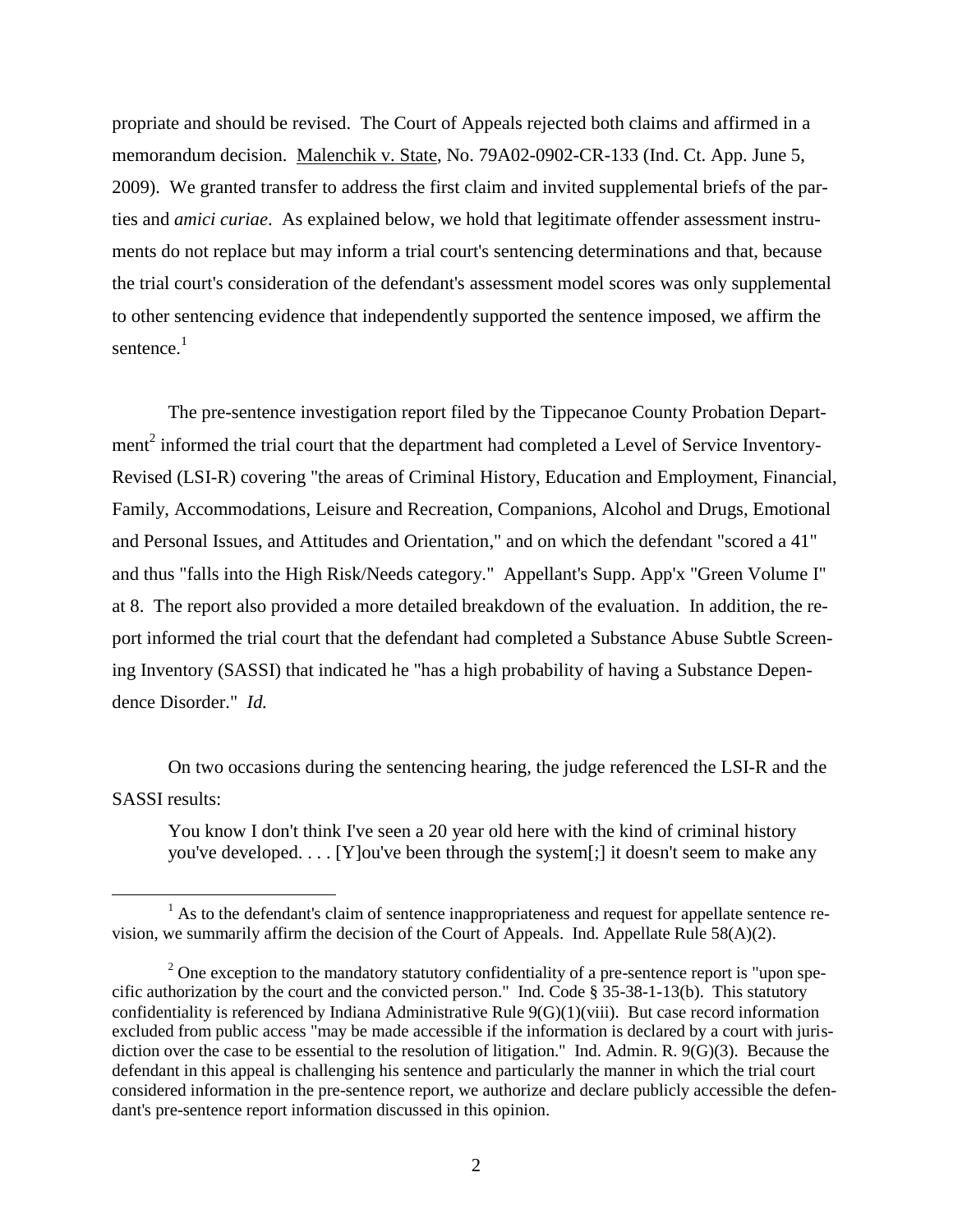propriate and should be revised. The Court of Appeals rejected both claims and affirmed in a memorandum decision. Malenchik v. State, No. 79A02-0902-CR-133 (Ind. Ct. App. June 5, 2009). We granted transfer to address the first claim and invited supplemental briefs of the parties and *amici curiae*. As explained below, we hold that legitimate offender assessment instruments do not replace but may inform a trial court's sentencing determinations and that, because the trial court's consideration of the defendant's assessment model scores was only supplemental to other sentencing evidence that independently supported the sentence imposed, we affirm the sentence.[1]

The pre-sentence investigation report filed by the Tippecanoe County Probation Department[2] informed the trial court that the department had completed a Level of Service Inventory-Revised (LSI-R) covering "the areas of Criminal History, Education and Employment, Financial, Family, Accommodations, Leisure and Recreation, Companions, Alcohol and Drugs, Emotional and Personal Issues, and Attitudes and Orientation," and on which the defendant "scored a 41" and thus "falls into the High Risk/Needs category." Appellant's Supp. App'x "Green Volume I" at 8. The report also provided a more detailed breakdown of the evaluation. In addition, the report informed the trial court that the defendant had completed a Substance Abuse Subtle Screening Inventory (SASSI) that indicated he "has a high probability of having a Substance Dependence Disorder." *Id.*

On two occasions during the sentencing hearing, the judge referenced the LSI-R and the SASSI results:

> You know I don't think I've seen a 20 year old here with the kind of criminal history you've developed. . . . [Y]ou've been through the system[;] it doesn't seem to make any

[1] As to the defendant's claim of sentence inappropriateness and request for appellate sentence revision, we summarily affirm the decision of the Court of Appeals. Ind. Appellate Rule 58(A)(2).

[2] One exception to the mandatory statutory confidentiality of a pre-sentence report is "upon specific authorization by the court and the convicted person." Ind. Code § 35-38-1-13(b). This statutory confidentiality is referenced by Indiana Administrative Rule 9(G)(1)(viii). But case record information excluded from public access "may be made accessible if the information is declared by a court with jurisdiction over the case to be essential to the resolution of litigation." Ind. Admin. R. 9(G)(3). Because the defendant in this appeal is challenging his sentence and particularly the manner in which the trial court considered information in the pre-sentence report, we authorize and declare publicly accessible the defendant's pre-sentence report information discussed in this opinion.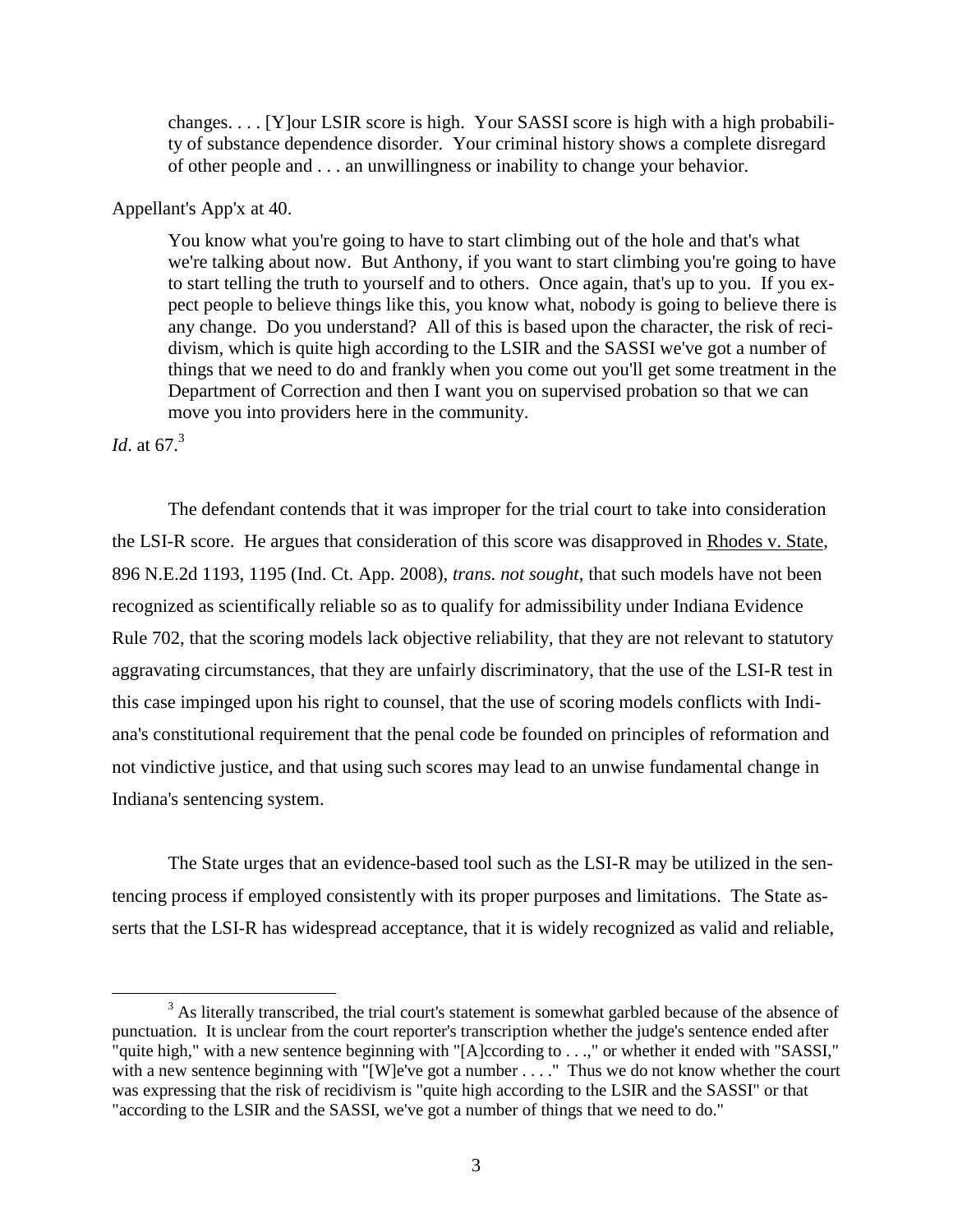> changes. . . . [Y]our LSIR score is high. Your SASSI score is high with a high probability of substance dependence disorder. Your criminal history shows a complete disregard of other people and . . . an unwillingness or inability to change your behavior.

Appellant's App'x at 40.

> You know what you're going to have to start climbing out of the hole and that's what we're talking about now. But Anthony, if you want to start climbing you're going to have to start telling the truth to yourself and to others. Once again, that's up to you. If you expect people to believe things like this, you know what, nobody is going to believe there is any change. Do you understand? All of this is based upon the character, the risk of recidivism, which is quite high according to the LSIR and the SASSI we've got a number of things that we need to do and frankly when you come out you'll get some treatment in the Department of Correction and then I want you on supervised probation so that we can move you into providers here in the community.

*Id*. at 67.[3]

The defendant contends that it was improper for the trial court to take into consideration the LSI-R score. He argues that consideration of this score was disapproved in Rhodes v. State, 896 N.E.2d 1193, 1195 (Ind. Ct. App. 2008), *trans. not sought*, that such models have not been recognized as scientifically reliable so as to qualify for admissibility under Indiana Evidence Rule 702, that the scoring models lack objective reliability, that they are not relevant to statutory aggravating circumstances, that they are unfairly discriminatory, that the use of the LSI-R test in this case impinged upon his right to counsel, that the use of scoring models conflicts with Indiana's constitutional requirement that the penal code be founded on principles of reformation and not vindictive justice, and that using such scores may lead to an unwise fundamental change in Indiana's sentencing system.

The State urges that an evidence-based tool such as the LSI-R may be utilized in the sentencing process if employed consistently with its proper purposes and limitations. The State asserts that the LSI-R has widespread acceptance, that it is widely recognized as valid and reliable,

---

[3] As literally transcribed, the trial court's statement is somewhat garbled because of the absence of punctuation. It is unclear from the court reporter's transcription whether the judge's sentence ended after "quite high," with a new sentence beginning with "[A]ccording to . . .," or whether it ended with "SASSI," with a new sentence beginning with "[W]e've got a number . . . ." Thus we do not know whether the court was expressing that the risk of recidivism is "quite high according to the LSIR and the SASSI" or that "according to the LSIR and the SASSI, we've got a number of things that we need to do."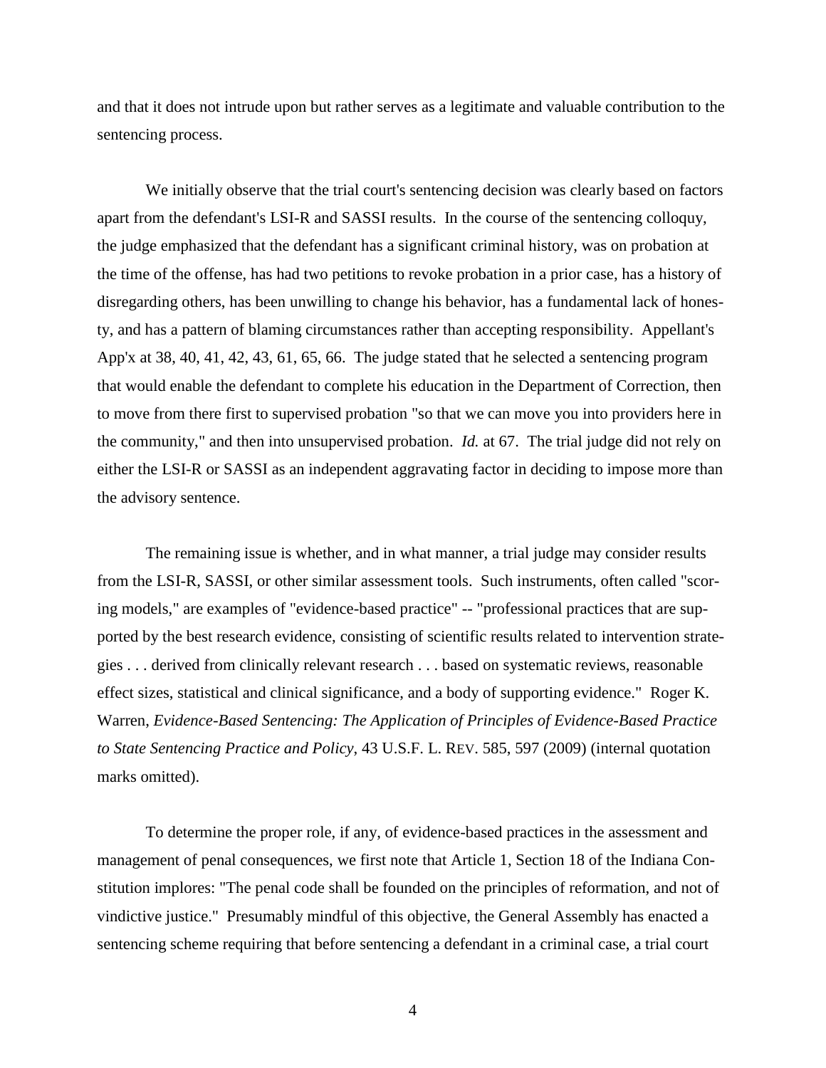and that it does not intrude upon but rather serves as a legitimate and valuable contribution to the sentencing process.

We initially observe that the trial court's sentencing decision was clearly based on factors apart from the defendant's LSI-R and SASSI results. In the course of the sentencing colloquy, the judge emphasized that the defendant has a significant criminal history, was on probation at the time of the offense, has had two petitions to revoke probation in a prior case, has a history of disregarding others, has been unwilling to change his behavior, has a fundamental lack of honesty, and has a pattern of blaming circumstances rather than accepting responsibility. Appellant's App'x at 38, 40, 41, 42, 43, 61, 65, 66. The judge stated that he selected a sentencing program that would enable the defendant to complete his education in the Department of Correction, then to move from there first to supervised probation "so that we can move you into providers here in the community," and then into unsupervised probation. *Id.* at 67. The trial judge did not rely on either the LSI-R or SASSI as an independent aggravating factor in deciding to impose more than the advisory sentence.

The remaining issue is whether, and in what manner, a trial judge may consider results from the LSI-R, SASSI, or other similar assessment tools. Such instruments, often called "scoring models," are examples of "evidence-based practice" -- "professional practices that are supported by the best research evidence, consisting of scientific results related to intervention strategies . . . derived from clinically relevant research . . . based on systematic reviews, reasonable effect sizes, statistical and clinical significance, and a body of supporting evidence." Roger K. Warren, *Evidence-Based Sentencing: The Application of Principles of Evidence-Based Practice to State Sentencing Practice and Policy*, 43 U.S.F. L. REV. 585, 597 (2009) (internal quotation marks omitted).

To determine the proper role, if any, of evidence-based practices in the assessment and management of penal consequences, we first note that Article 1, Section 18 of the Indiana Constitution implores: "The penal code shall be founded on the principles of reformation, and not of vindictive justice." Presumably mindful of this objective, the General Assembly has enacted a sentencing scheme requiring that before sentencing a defendant in a criminal case, a trial court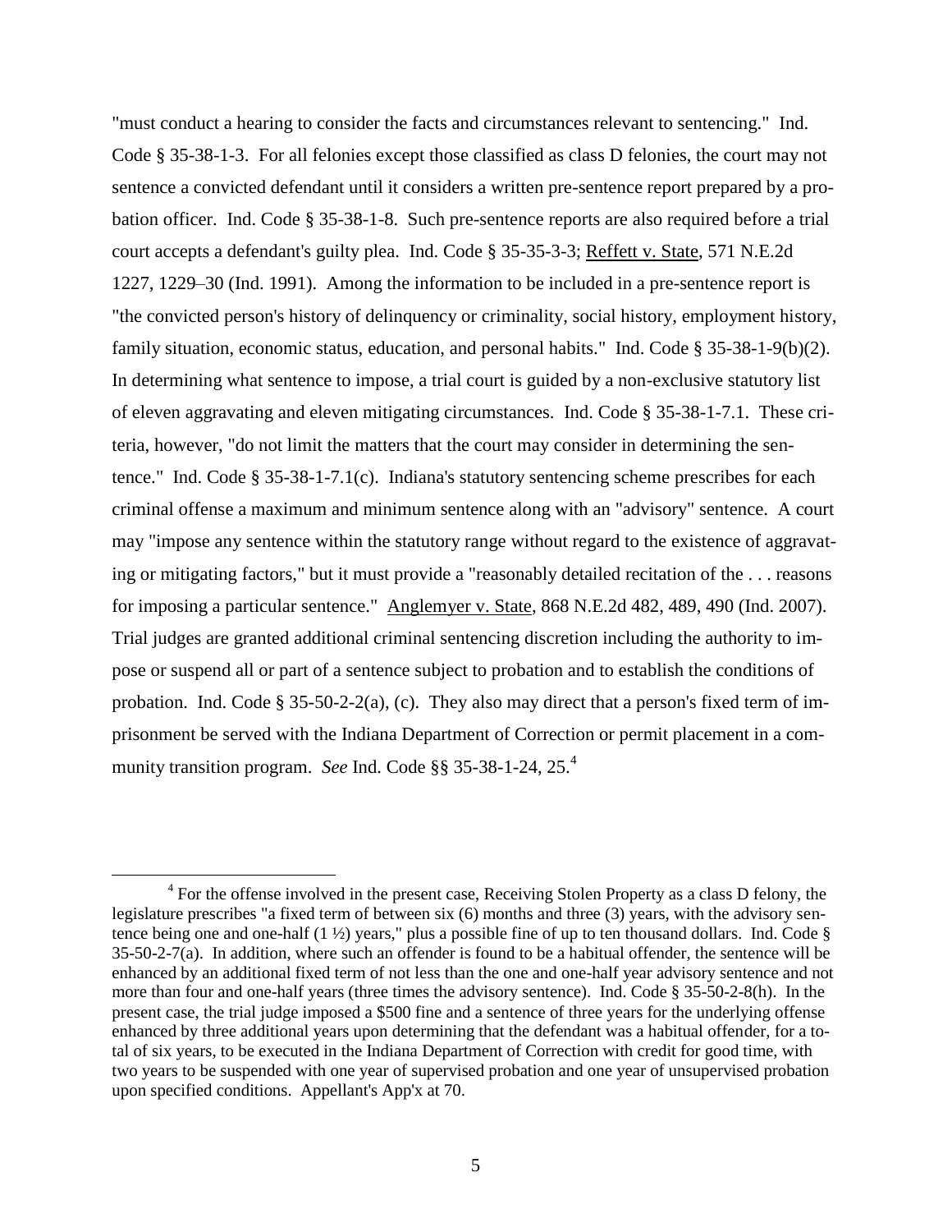"must conduct a hearing to consider the facts and circumstances relevant to sentencing." Ind. Code § 35-38-1-3. For all felonies except those classified as class D felonies, the court may not sentence a convicted defendant until it considers a written pre-sentence report prepared by a probation officer. Ind. Code § 35-38-1-8. Such pre-sentence reports are also required before a trial court accepts a defendant's guilty plea. Ind. Code § 35-35-3-3; Reffett v. State, 571 N.E.2d 1227, 1229–30 (Ind. 1991). Among the information to be included in a pre-sentence report is "the convicted person's history of delinquency or criminality, social history, employment history, family situation, economic status, education, and personal habits." Ind. Code § 35-38-1-9(b)(2). In determining what sentence to impose, a trial court is guided by a non-exclusive statutory list of eleven aggravating and eleven mitigating circumstances. Ind. Code § 35-38-1-7.1. These criteria, however, "do not limit the matters that the court may consider in determining the sentence." Ind. Code § 35-38-1-7.1(c). Indiana's statutory sentencing scheme prescribes for each criminal offense a maximum and minimum sentence along with an "advisory" sentence. A court may "impose any sentence within the statutory range without regard to the existence of aggravating or mitigating factors," but it must provide a "reasonably detailed recitation of the . . . reasons for imposing a particular sentence." Anglemyer v. State, 868 N.E.2d 482, 489, 490 (Ind. 2007). Trial judges are granted additional criminal sentencing discretion including the authority to impose or suspend all or part of a sentence subject to probation and to establish the conditions of probation. Ind. Code § 35-50-2-2(a), (c). They also may direct that a person's fixed term of imprisonment be served with the Indiana Department of Correction or permit placement in a community transition program. *See* Ind. Code §§ 35-38-1-24, 25.[4]

---

[4] For the offense involved in the present case, Receiving Stolen Property as a class D felony, the legislature prescribes "a fixed term of between six (6) months and three (3) years, with the advisory sentence being one and one-half (1 ½) years," plus a possible fine of up to ten thousand dollars. Ind. Code § 35-50-2-7(a). In addition, where such an offender is found to be a habitual offender, the sentence will be enhanced by an additional fixed term of not less than the one and one-half year advisory sentence and not more than four and one-half years (three times the advisory sentence). Ind. Code § 35-50-2-8(h). In the present case, the trial judge imposed a $500 fine and a sentence of three years for the underlying offense enhanced by three additional years upon determining that the defendant was a habitual offender, for a total of six years, to be executed in the Indiana Department of Correction with credit for good time, with two years to be suspended with one year of supervised probation and one year of unsupervised probation upon specified conditions. Appellant's App'x at 70.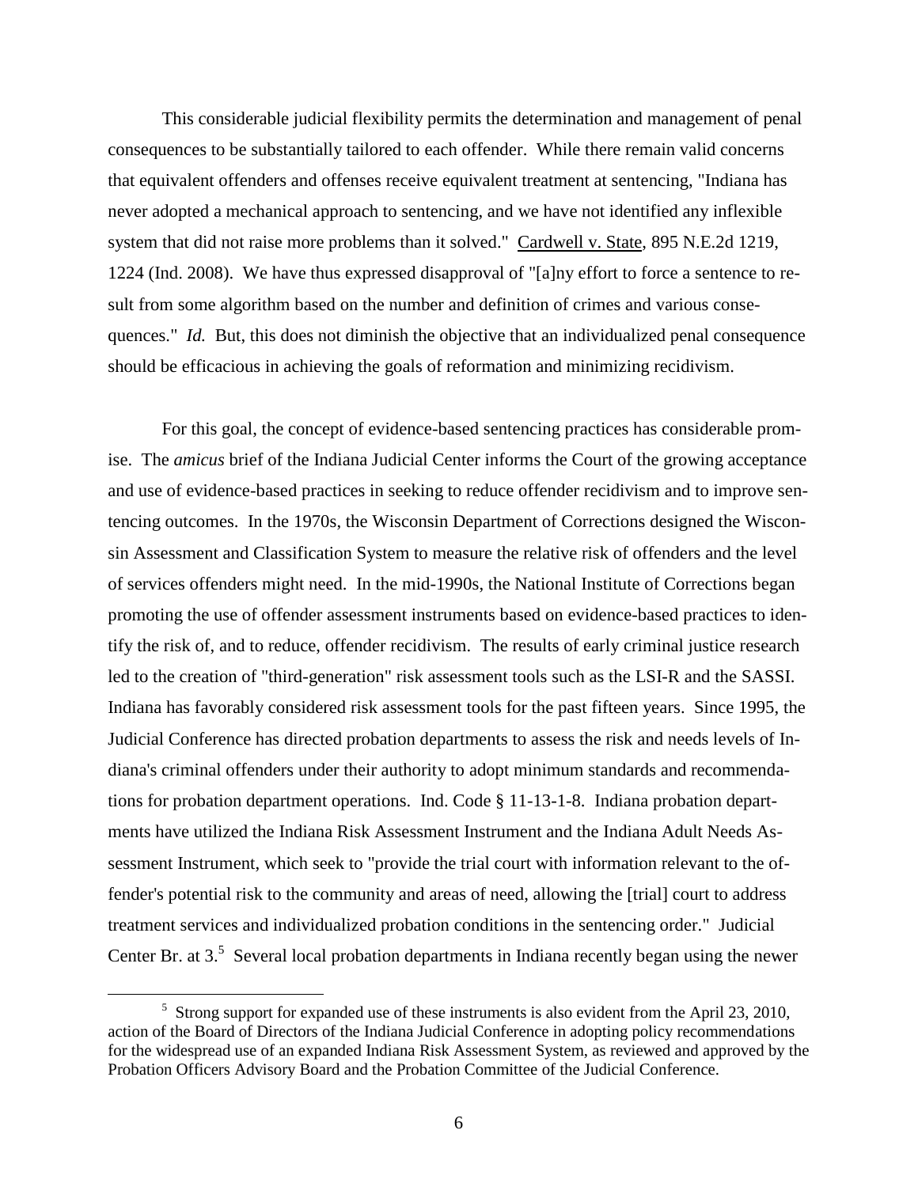This considerable judicial flexibility permits the determination and management of penal consequences to be substantially tailored to each offender. While there remain valid concerns that equivalent offenders and offenses receive equivalent treatment at sentencing, "Indiana has never adopted a mechanical approach to sentencing, and we have not identified any inflexible system that did not raise more problems than it solved." Cardwell v. State, 895 N.E.2d 1219, 1224 (Ind. 2008). We have thus expressed disapproval of "[a]ny effort to force a sentence to result from some algorithm based on the number and definition of crimes and various consequences." *Id.* But, this does not diminish the objective that an individualized penal consequence should be efficacious in achieving the goals of reformation and minimizing recidivism.

For this goal, the concept of evidence-based sentencing practices has considerable promise. The *amicus* brief of the Indiana Judicial Center informs the Court of the growing acceptance and use of evidence-based practices in seeking to reduce offender recidivism and to improve sentencing outcomes. In the 1970s, the Wisconsin Department of Corrections designed the Wisconsin Assessment and Classification System to measure the relative risk of offenders and the level of services offenders might need. In the mid-1990s, the National Institute of Corrections began promoting the use of offender assessment instruments based on evidence-based practices to identify the risk of, and to reduce, offender recidivism. The results of early criminal justice research led to the creation of "third-generation" risk assessment tools such as the LSI-R and the SASSI. Indiana has favorably considered risk assessment tools for the past fifteen years. Since 1995, the Judicial Conference has directed probation departments to assess the risk and needs levels of Indiana's criminal offenders under their authority to adopt minimum standards and recommendations for probation department operations. Ind. Code § 11-13-1-8. Indiana probation departments have utilized the Indiana Risk Assessment Instrument and the Indiana Adult Needs Assessment Instrument, which seek to "provide the trial court with information relevant to the offender's potential risk to the community and areas of need, allowing the [trial] court to address treatment services and individualized probation conditions in the sentencing order." Judicial Center Br. at 3.[5] Several local probation departments in Indiana recently began using the newer

[5] Strong support for expanded use of these instruments is also evident from the April 23, 2010, action of the Board of Directors of the Indiana Judicial Conference in adopting policy recommendations for the widespread use of an expanded Indiana Risk Assessment System, as reviewed and approved by the Probation Officers Advisory Board and the Probation Committee of the Judicial Conference.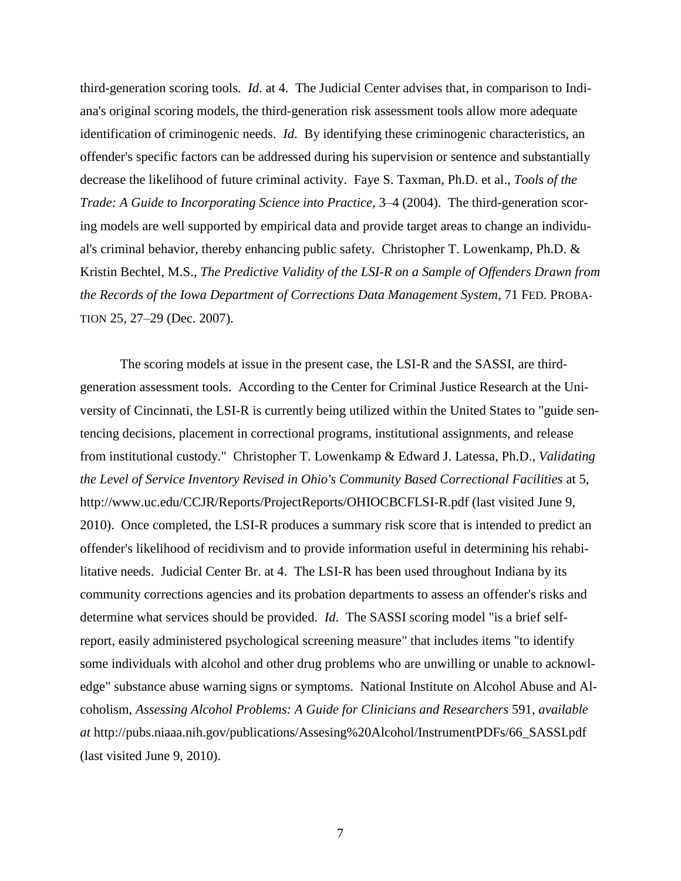third-generation scoring tools. *Id*. at 4. The Judicial Center advises that, in comparison to Indiana's original scoring models, the third-generation risk assessment tools allow more adequate identification of criminogenic needs. *Id*. By identifying these criminogenic characteristics, an offender's specific factors can be addressed during his supervision or sentence and substantially decrease the likelihood of future criminal activity. Faye S. Taxman, Ph.D. et al., *Tools of the Trade: A Guide to Incorporating Science into Practice*, 3–4 (2004). The third-generation scoring models are well supported by empirical data and provide target areas to change an individual's criminal behavior, thereby enhancing public safety. Christopher T. Lowenkamp, Ph.D. & Kristin Bechtel, M.S., *The Predictive Validity of the LSI-R on a Sample of Offenders Drawn from the Records of the Iowa Department of Corrections Data Management System*, 71 FED. PROBATION 25, 27–29 (Dec. 2007).

The scoring models at issue in the present case, the LSI-R and the SASSI, are third-generation assessment tools. According to the Center for Criminal Justice Research at the University of Cincinnati, the LSI-R is currently being utilized within the United States to "guide sentencing decisions, placement in correctional programs, institutional assignments, and release from institutional custody." Christopher T. Lowenkamp & Edward J. Latessa, Ph.D., *Validating the Level of Service Inventory Revised in Ohio's Community Based Correctional Facilities* at 5, http://www.uc.edu/CCJR/Reports/ProjectReports/OHIOCBCFLSI-R.pdf (last visited June 9, 2010). Once completed, the LSI-R produces a summary risk score that is intended to predict an offender's likelihood of recidivism and to provide information useful in determining his rehabilitative needs. Judicial Center Br. at 4. The LSI-R has been used throughout Indiana by its community corrections agencies and its probation departments to assess an offender's risks and determine what services should be provided. *Id*. The SASSI scoring model "is a brief self-report, easily administered psychological screening measure" that includes items "to identify some individuals with alcohol and other drug problems who are unwilling or unable to acknowledge" substance abuse warning signs or symptoms. National Institute on Alcohol Abuse and Alcoholism, *Assessing Alcohol Problems: A Guide for Clinicians and Researchers* 591, *available at* http://pubs.niaaa.nih.gov/publications/Assesing%20Alcohol/InstrumentPDFs/66_SASSI.pdf (last visited June 9, 2010).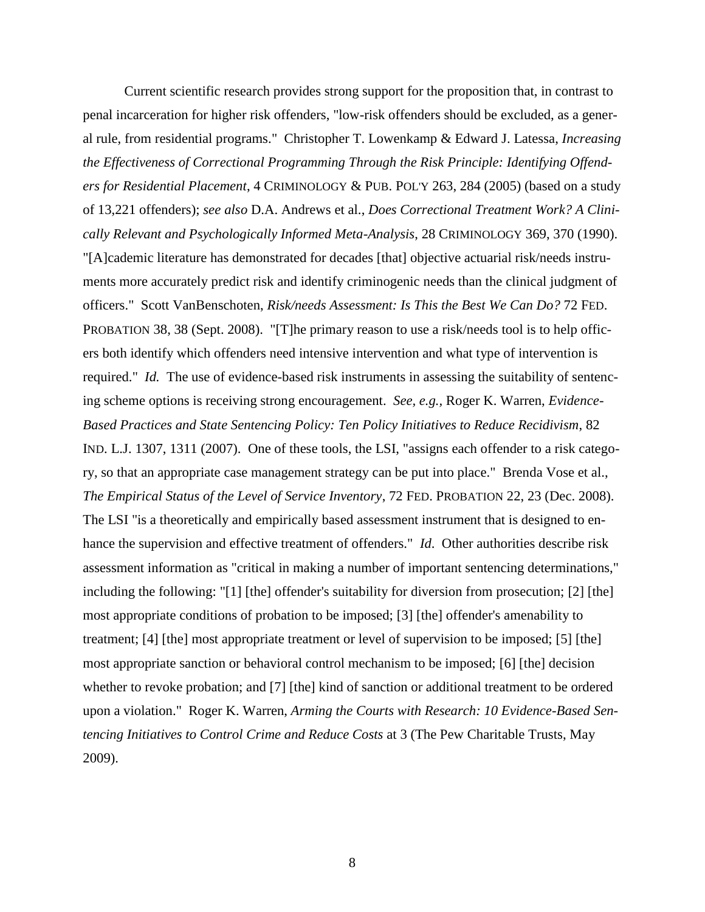Current scientific research provides strong support for the proposition that, in contrast to penal incarceration for higher risk offenders, "low-risk offenders should be excluded, as a general rule, from residential programs." Christopher T. Lowenkamp & Edward J. Latessa, *Increasing the Effectiveness of Correctional Programming Through the Risk Principle: Identifying Offenders for Residential Placement*, 4 CRIMINOLOGY & PUB. POL'Y 263, 284 (2005) (based on a study of 13,221 offenders); *see also* D.A. Andrews et al., *Does Correctional Treatment Work? A Clinically Relevant and Psychologically Informed Meta-Analysis*, 28 CRIMINOLOGY 369, 370 (1990). "[A]cademic literature has demonstrated for decades [that] objective actuarial risk/needs instruments more accurately predict risk and identify criminogenic needs than the clinical judgment of officers." Scott VanBenschoten, *Risk/needs Assessment: Is This the Best We Can Do?* 72 FED. PROBATION 38, 38 (Sept. 2008). "[T]he primary reason to use a risk/needs tool is to help officers both identify which offenders need intensive intervention and what type of intervention is required." *Id.* The use of evidence-based risk instruments in assessing the suitability of sentencing scheme options is receiving strong encouragement. *See, e.g.,* Roger K. Warren, *Evidence-Based Practices and State Sentencing Policy: Ten Policy Initiatives to Reduce Recidivism*, 82 IND. L.J. 1307, 1311 (2007). One of these tools, the LSI, "assigns each offender to a risk category, so that an appropriate case management strategy can be put into place." Brenda Vose et al., *The Empirical Status of the Level of Service Inventory*, 72 FED. PROBATION 22, 23 (Dec. 2008). The LSI "is a theoretically and empirically based assessment instrument that is designed to enhance the supervision and effective treatment of offenders." *Id.* Other authorities describe risk assessment information as "critical in making a number of important sentencing determinations," including the following: "[1] [the] offender's suitability for diversion from prosecution; [2] [the] most appropriate conditions of probation to be imposed; [3] [the] offender's amenability to treatment; [4] [the] most appropriate treatment or level of supervision to be imposed; [5] [the] most appropriate sanction or behavioral control mechanism to be imposed; [6] [the] decision whether to revoke probation; and [7] [the] kind of sanction or additional treatment to be ordered upon a violation." Roger K. Warren, *Arming the Courts with Research: 10 Evidence-Based Sentencing Initiatives to Control Crime and Reduce Costs* at 3 (The Pew Charitable Trusts, May 2009).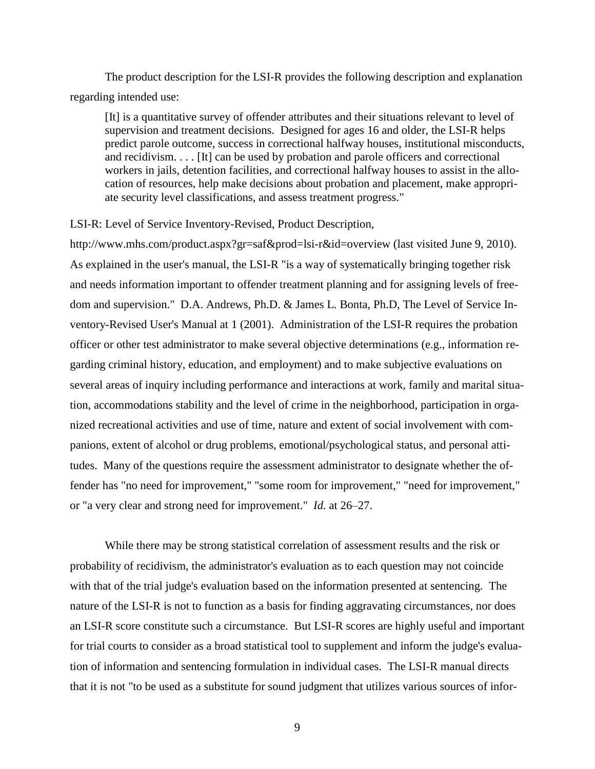The product description for the LSI-R provides the following description and explanation regarding intended use:

> [It] is a quantitative survey of offender attributes and their situations relevant to level of supervision and treatment decisions. Designed for ages 16 and older, the LSI-R helps predict parole outcome, success in correctional halfway houses, institutional misconducts, and recidivism. . . . [It] can be used by probation and parole officers and correctional workers in jails, detention facilities, and correctional halfway houses to assist in the allocation of resources, help make decisions about probation and placement, make appropriate security level classifications, and assess treatment progress."

LSI-R: Level of Service Inventory-Revised, Product Description, http://www.mhs.com/product.aspx?gr=saf&prod=lsi-r&id=overview (last visited June 9, 2010). As explained in the user's manual, the LSI-R "is a way of systematically bringing together risk and needs information important to offender treatment planning and for assigning levels of freedom and supervision." D.A. Andrews, Ph.D. & James L. Bonta, Ph.D, The Level of Service Inventory-Revised User's Manual at 1 (2001). Administration of the LSI-R requires the probation officer or other test administrator to make several objective determinations (e.g., information regarding criminal history, education, and employment) and to make subjective evaluations on several areas of inquiry including performance and interactions at work, family and marital situation, accommodations stability and the level of crime in the neighborhood, participation in organized recreational activities and use of time, nature and extent of social involvement with companions, extent of alcohol or drug problems, emotional/psychological status, and personal attitudes. Many of the questions require the assessment administrator to designate whether the offender has "no need for improvement," "some room for improvement," "need for improvement," or "a very clear and strong need for improvement." *Id.* at 26–27.

While there may be strong statistical correlation of assessment results and the risk or probability of recidivism, the administrator's evaluation as to each question may not coincide with that of the trial judge's evaluation based on the information presented at sentencing. The nature of the LSI-R is not to function as a basis for finding aggravating circumstances, nor does an LSI-R score constitute such a circumstance. But LSI-R scores are highly useful and important for trial courts to consider as a broad statistical tool to supplement and inform the judge's evaluation of information and sentencing formulation in individual cases. The LSI-R manual directs that it is not "to be used as a substitute for sound judgment that utilizes various sources of infor-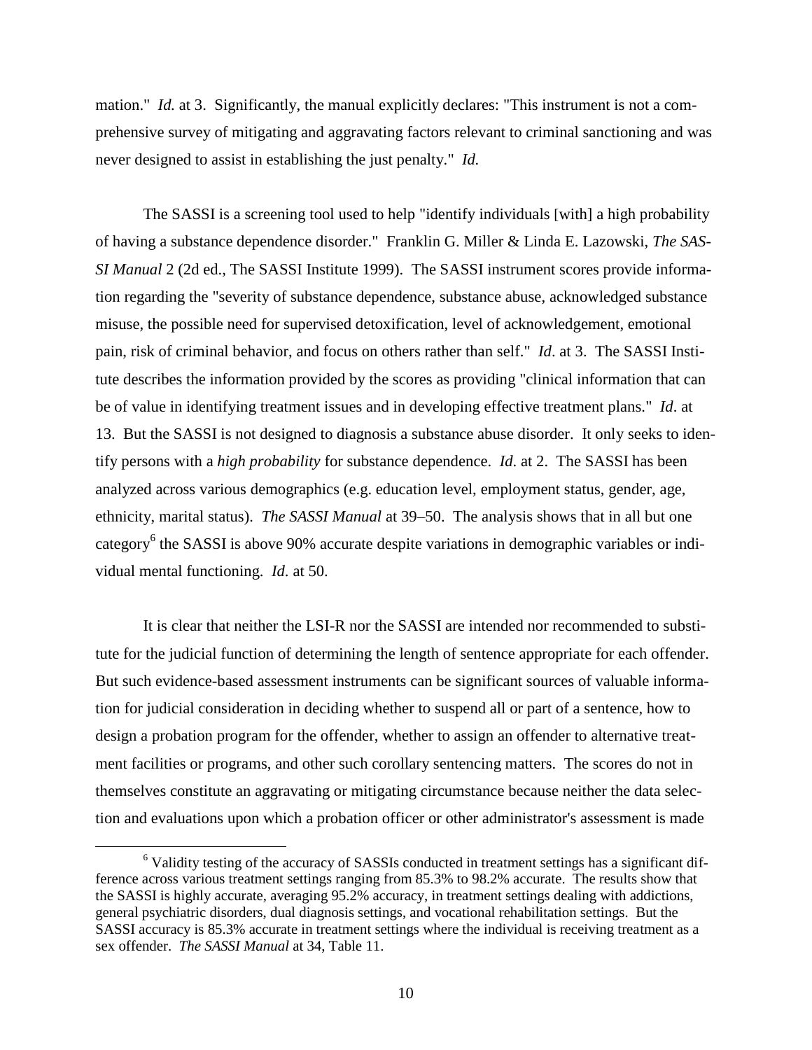mation." *Id.* at 3. Significantly, the manual explicitly declares: "This instrument is not a comprehensive survey of mitigating and aggravating factors relevant to criminal sanctioning and was never designed to assist in establishing the just penalty." *Id.*

The SASSI is a screening tool used to help "identify individuals [with] a high probability of having a substance dependence disorder." Franklin G. Miller & Linda E. Lazowski, *The SASSI Manual* 2 (2d ed., The SASSI Institute 1999). The SASSI instrument scores provide information regarding the "severity of substance dependence, substance abuse, acknowledged substance misuse, the possible need for supervised detoxification, level of acknowledgement, emotional pain, risk of criminal behavior, and focus on others rather than self." *Id*. at 3. The SASSI Institute describes the information provided by the scores as providing "clinical information that can be of value in identifying treatment issues and in developing effective treatment plans." *Id*. at 13. But the SASSI is not designed to diagnosis a substance abuse disorder. It only seeks to identify persons with a *high probability* for substance dependence. *Id*. at 2. The SASSI has been analyzed across various demographics (e.g. education level, employment status, gender, age, ethnicity, marital status). *The SASSI Manual* at 39–50. The analysis shows that in all but one category[6] the SASSI is above 90% accurate despite variations in demographic variables or individual mental functioning. *Id*. at 50.

It is clear that neither the LSI-R nor the SASSI are intended nor recommended to substitute for the judicial function of determining the length of sentence appropriate for each offender. But such evidence-based assessment instruments can be significant sources of valuable information for judicial consideration in deciding whether to suspend all or part of a sentence, how to design a probation program for the offender, whether to assign an offender to alternative treatment facilities or programs, and other such corollary sentencing matters. The scores do not in themselves constitute an aggravating or mitigating circumstance because neither the data selection and evaluations upon which a probation officer or other administrator's assessment is made

[6] Validity testing of the accuracy of SASSIs conducted in treatment settings has a significant difference across various treatment settings ranging from 85.3% to 98.2% accurate. The results show that the SASSI is highly accurate, averaging 95.2% accuracy, in treatment settings dealing with addictions, general psychiatric disorders, dual diagnosis settings, and vocational rehabilitation settings. But the SASSI accuracy is 85.3% accurate in treatment settings where the individual is receiving treatment as a sex offender. *The SASSI Manual* at 34, Table 11.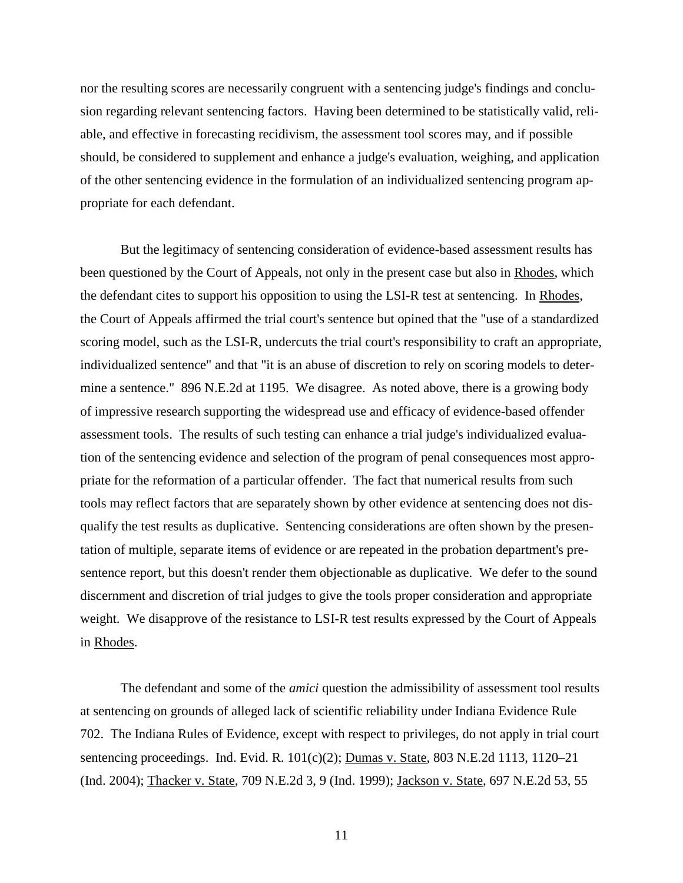nor the resulting scores are necessarily congruent with a sentencing judge's findings and conclusion regarding relevant sentencing factors. Having been determined to be statistically valid, reliable, and effective in forecasting recidivism, the assessment tool scores may, and if possible should, be considered to supplement and enhance a judge's evaluation, weighing, and application of the other sentencing evidence in the formulation of an individualized sentencing program appropriate for each defendant.

But the legitimacy of sentencing consideration of evidence-based assessment results has been questioned by the Court of Appeals, not only in the present case but also in Rhodes, which the defendant cites to support his opposition to using the LSI-R test at sentencing. In Rhodes, the Court of Appeals affirmed the trial court's sentence but opined that the "use of a standardized scoring model, such as the LSI-R, undercuts the trial court's responsibility to craft an appropriate, individualized sentence" and that "it is an abuse of discretion to rely on scoring models to determine a sentence." 896 N.E.2d at 1195. We disagree. As noted above, there is a growing body of impressive research supporting the widespread use and efficacy of evidence-based offender assessment tools. The results of such testing can enhance a trial judge's individualized evaluation of the sentencing evidence and selection of the program of penal consequences most appropriate for the reformation of a particular offender. The fact that numerical results from such tools may reflect factors that are separately shown by other evidence at sentencing does not disqualify the test results as duplicative. Sentencing considerations are often shown by the presentation of multiple, separate items of evidence or are repeated in the probation department's presentence report, but this doesn't render them objectionable as duplicative. We defer to the sound discernment and discretion of trial judges to give the tools proper consideration and appropriate weight. We disapprove of the resistance to LSI-R test results expressed by the Court of Appeals in Rhodes.

The defendant and some of the *amici* question the admissibility of assessment tool results at sentencing on grounds of alleged lack of scientific reliability under Indiana Evidence Rule 702. The Indiana Rules of Evidence, except with respect to privileges, do not apply in trial court sentencing proceedings. Ind. Evid. R. 101(c)(2); Dumas v. State, 803 N.E.2d 1113, 1120–21 (Ind. 2004); Thacker v. State, 709 N.E.2d 3, 9 (Ind. 1999); Jackson v. State, 697 N.E.2d 53, 55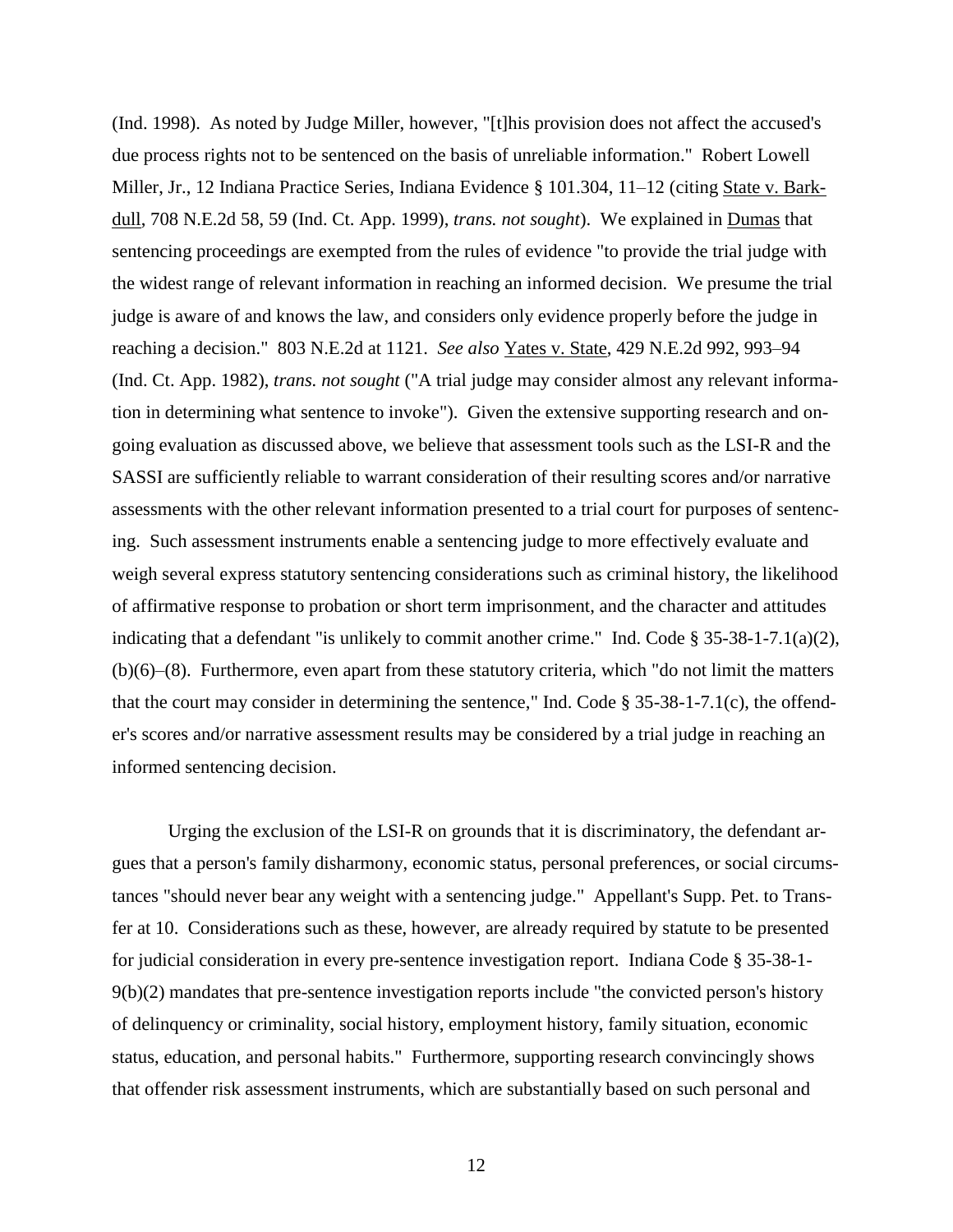(Ind. 1998). As noted by Judge Miller, however, "[t]his provision does not affect the accused's due process rights not to be sentenced on the basis of unreliable information." Robert Lowell Miller, Jr., 12 Indiana Practice Series, Indiana Evidence § 101.304, 11–12 (citing State v. Barkdull, 708 N.E.2d 58, 59 (Ind. Ct. App. 1999), *trans. not sought*). We explained in Dumas that sentencing proceedings are exempted from the rules of evidence "to provide the trial judge with the widest range of relevant information in reaching an informed decision. We presume the trial judge is aware of and knows the law, and considers only evidence properly before the judge in reaching a decision." 803 N.E.2d at 1121. *See also* Yates v. State, 429 N.E.2d 992, 993–94 (Ind. Ct. App. 1982), *trans. not sought* ("A trial judge may consider almost any relevant information in determining what sentence to invoke"). Given the extensive supporting research and ongoing evaluation as discussed above, we believe that assessment tools such as the LSI-R and the SASSI are sufficiently reliable to warrant consideration of their resulting scores and/or narrative assessments with the other relevant information presented to a trial court for purposes of sentencing. Such assessment instruments enable a sentencing judge to more effectively evaluate and weigh several express statutory sentencing considerations such as criminal history, the likelihood of affirmative response to probation or short term imprisonment, and the character and attitudes indicating that a defendant "is unlikely to commit another crime." Ind. Code § 35-38-1-7.1(a)(2), (b)(6)–(8). Furthermore, even apart from these statutory criteria, which "do not limit the matters that the court may consider in determining the sentence," Ind. Code § 35-38-1-7.1(c), the offender's scores and/or narrative assessment results may be considered by a trial judge in reaching an informed sentencing decision.

Urging the exclusion of the LSI-R on grounds that it is discriminatory, the defendant argues that a person's family disharmony, economic status, personal preferences, or social circumstances "should never bear any weight with a sentencing judge." Appellant's Supp. Pet. to Transfer at 10. Considerations such as these, however, are already required by statute to be presented for judicial consideration in every pre-sentence investigation report. Indiana Code § 35-38-1-9(b)(2) mandates that pre-sentence investigation reports include "the convicted person's history of delinquency or criminality, social history, employment history, family situation, economic status, education, and personal habits." Furthermore, supporting research convincingly shows that offender risk assessment instruments, which are substantially based on such personal and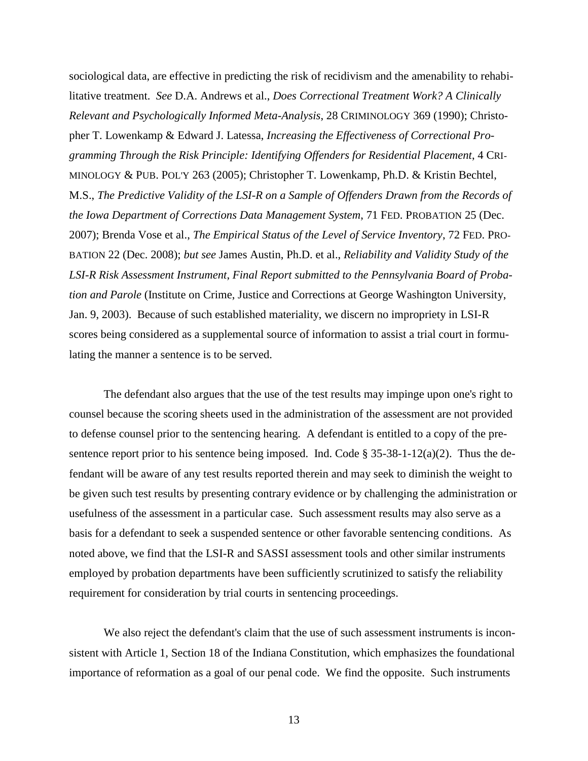sociological data, are effective in predicting the risk of recidivism and the amenability to rehabilitative treatment. *See* D.A. Andrews et al., *Does Correctional Treatment Work? A Clinically Relevant and Psychologically Informed Meta-Analysis*, 28 CRIMINOLOGY 369 (1990); Christopher T. Lowenkamp & Edward J. Latessa, *Increasing the Effectiveness of Correctional Programming Through the Risk Principle: Identifying Offenders for Residential Placement*, 4 CRIMINOLOGY & PUB. POL'Y 263 (2005); Christopher T. Lowenkamp, Ph.D. & Kristin Bechtel, M.S., *The Predictive Validity of the LSI-R on a Sample of Offenders Drawn from the Records of the Iowa Department of Corrections Data Management System*, 71 FED. PROBATION 25 (Dec. 2007); Brenda Vose et al., *The Empirical Status of the Level of Service Inventory*, 72 FED. PROBATION 22 (Dec. 2008); *but see* James Austin, Ph.D. et al., *Reliability and Validity Study of the LSI-R Risk Assessment Instrument, Final Report submitted to the Pennsylvania Board of Probation and Parole* (Institute on Crime, Justice and Corrections at George Washington University, Jan. 9, 2003). Because of such established materiality, we discern no impropriety in LSI-R scores being considered as a supplemental source of information to assist a trial court in formulating the manner a sentence is to be served.

The defendant also argues that the use of the test results may impinge upon one's right to counsel because the scoring sheets used in the administration of the assessment are not provided to defense counsel prior to the sentencing hearing. A defendant is entitled to a copy of the presentence report prior to his sentence being imposed. Ind. Code § 35-38-1-12(a)(2). Thus the defendant will be aware of any test results reported therein and may seek to diminish the weight to be given such test results by presenting contrary evidence or by challenging the administration or usefulness of the assessment in a particular case. Such assessment results may also serve as a basis for a defendant to seek a suspended sentence or other favorable sentencing conditions. As noted above, we find that the LSI-R and SASSI assessment tools and other similar instruments employed by probation departments have been sufficiently scrutinized to satisfy the reliability requirement for consideration by trial courts in sentencing proceedings.

We also reject the defendant's claim that the use of such assessment instruments is inconsistent with Article 1, Section 18 of the Indiana Constitution, which emphasizes the foundational importance of reformation as a goal of our penal code. We find the opposite. Such instruments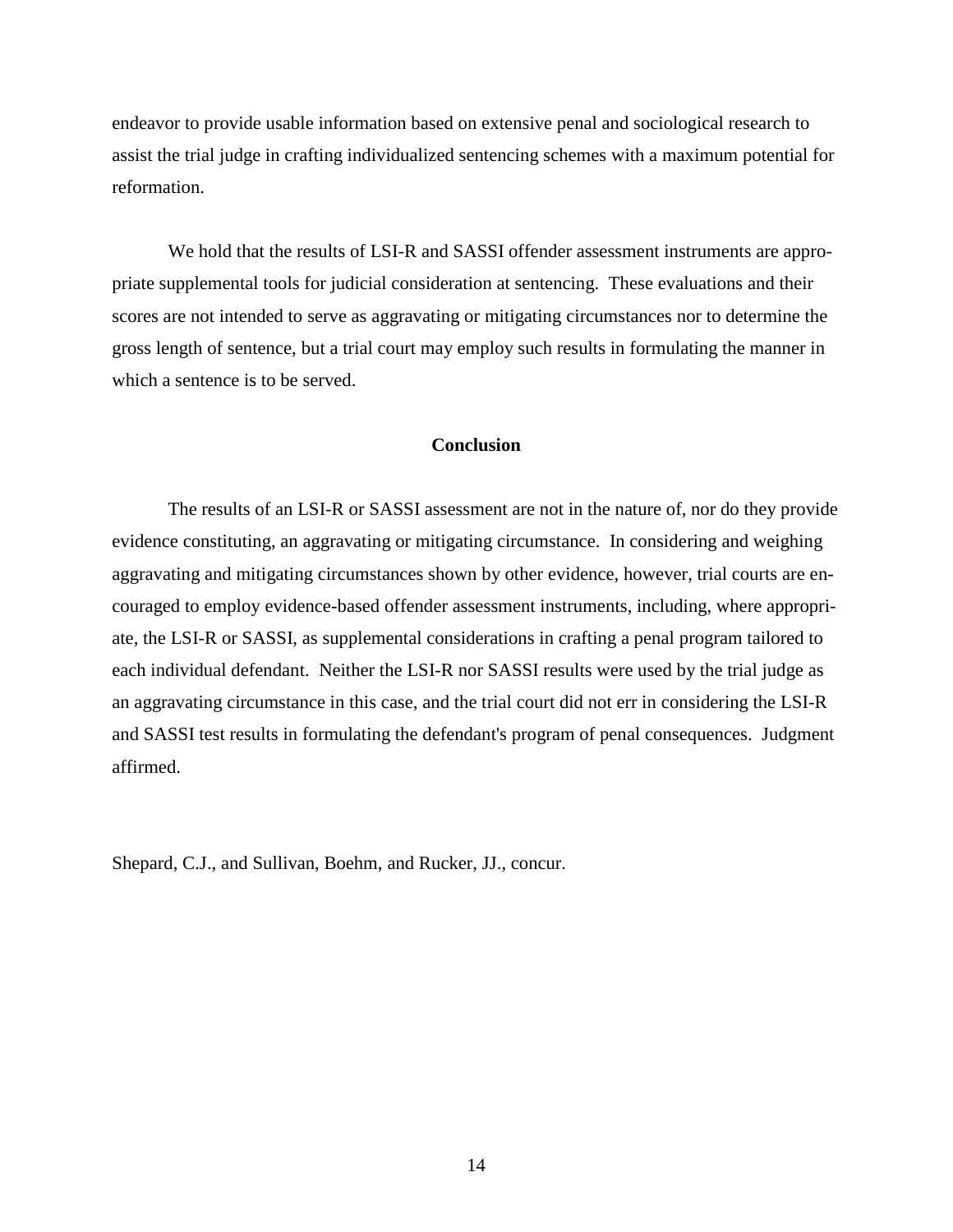endeavor to provide usable information based on extensive penal and sociological research to assist the trial judge in crafting individualized sentencing schemes with a maximum potential for reformation.

We hold that the results of LSI-R and SASSI offender assessment instruments are appropriate supplemental tools for judicial consideration at sentencing. These evaluations and their scores are not intended to serve as aggravating or mitigating circumstances nor to determine the gross length of sentence, but a trial court may employ such results in formulating the manner in which a sentence is to be served.

## Conclusion

The results of an LSI-R or SASSI assessment are not in the nature of, nor do they provide evidence constituting, an aggravating or mitigating circumstance. In considering and weighing aggravating and mitigating circumstances shown by other evidence, however, trial courts are encouraged to employ evidence-based offender assessment instruments, including, where appropriate, the LSI-R or SASSI, as supplemental considerations in crafting a penal program tailored to each individual defendant. Neither the LSI-R nor SASSI results were used by the trial judge as an aggravating circumstance in this case, and the trial court did not err in considering the LSI-R and SASSI test results in formulating the defendant's program of penal consequences. Judgment affirmed.

Shepard, C.J., and Sullivan, Boehm, and Rucker, JJ., concur.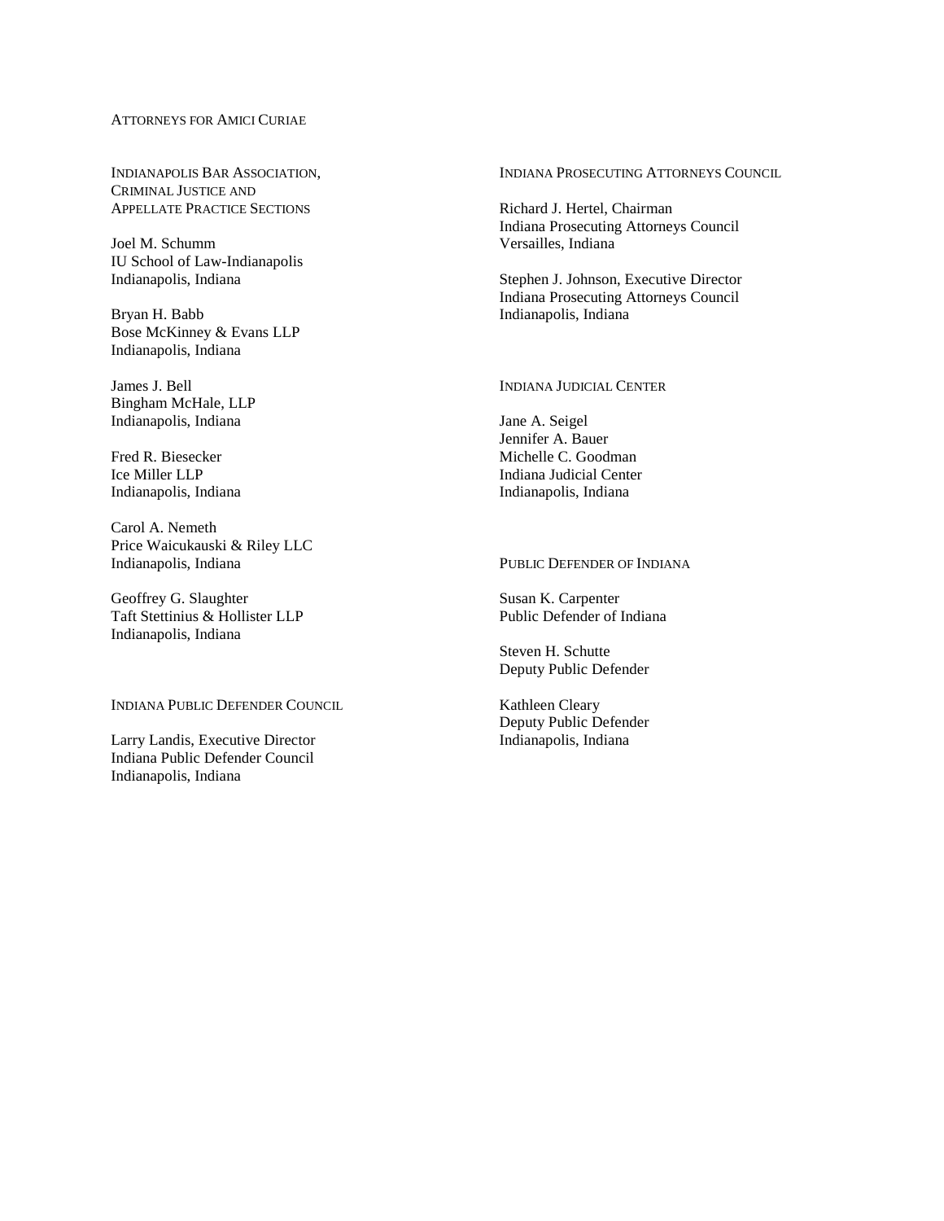ATTORNEYS FOR AMICI CURIAE

INDIANAPOLIS BAR ASSOCIATION,
CRIMINAL JUSTICE AND
APPELLATE PRACTICE SECTIONS

Joel M. Schumm
IU School of Law-Indianapolis
Indianapolis, Indiana

Bryan H. Babb
Bose McKinney & Evans LLP
Indianapolis, Indiana

James J. Bell
Bingham McHale, LLP
Indianapolis, Indiana

Fred R. Biesecker
Ice Miller LLP
Indianapolis, Indiana

Carol A. Nemeth
Price Waicukauski & Riley LLC
Indianapolis, Indiana

Geoffrey G. Slaughter
Taft Stettinius & Hollister LLP
Indianapolis, Indiana

INDIANA PUBLIC DEFENDER COUNCIL

Larry Landis, Executive Director
Indiana Public Defender Council
Indianapolis, Indiana

INDIANA PROSECUTING ATTORNEYS COUNCIL

Richard J. Hertel, Chairman
Indiana Prosecuting Attorneys Council
Versailles, Indiana

Stephen J. Johnson, Executive Director
Indiana Prosecuting Attorneys Council
Indianapolis, Indiana

INDIANA JUDICIAL CENTER

Jane A. Seigel
Jennifer A. Bauer
Michelle C. Goodman
Indiana Judicial Center
Indianapolis, Indiana

PUBLIC DEFENDER OF INDIANA

Susan K. Carpenter
Public Defender of Indiana

Steven H. Schutte
Deputy Public Defender

Kathleen Cleary
Deputy Public Defender
Indianapolis, Indiana